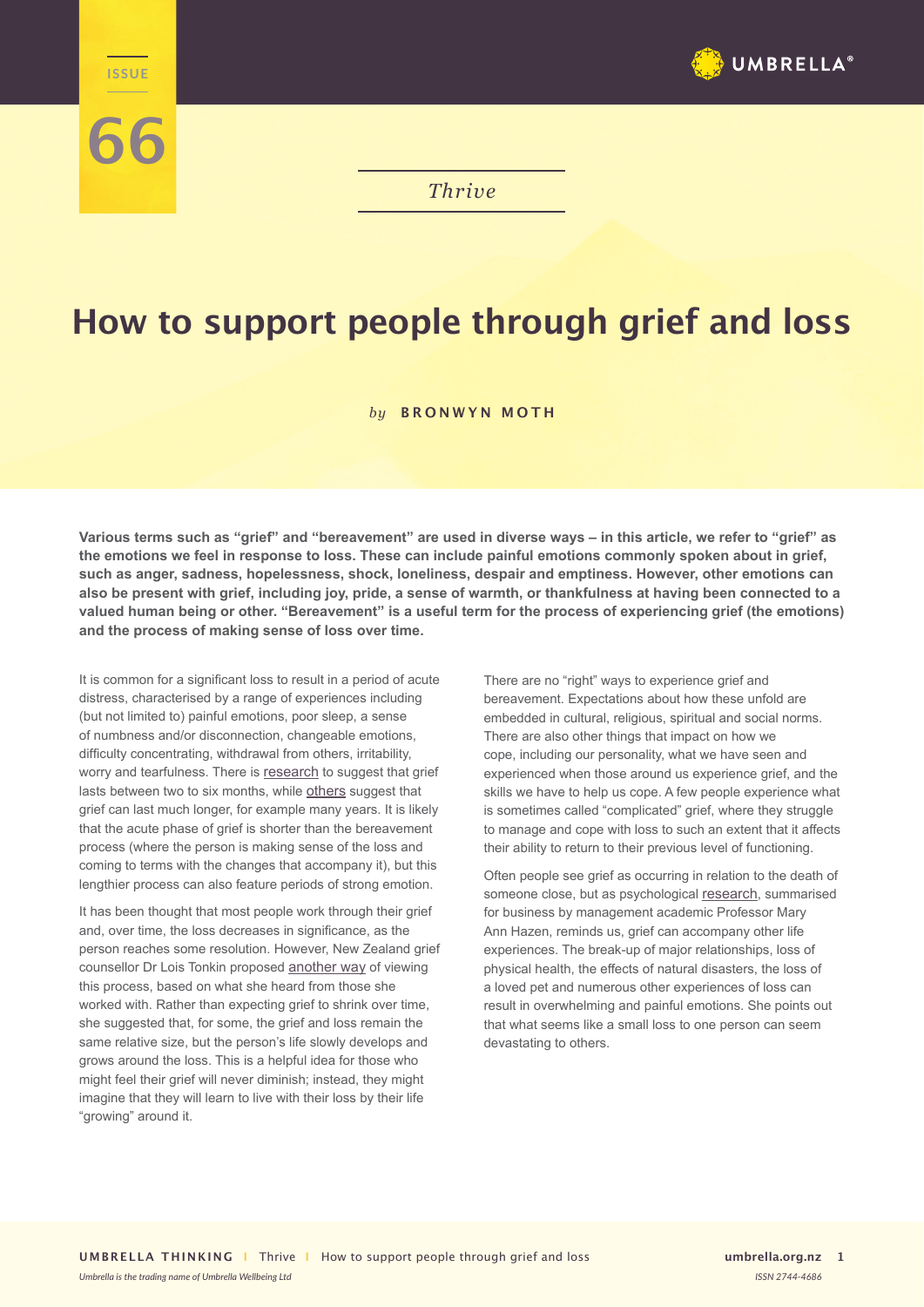ISSUE 66

*Thrive*

# How to support people through grief and loss

*by* **BRONWYN MOTH**

**Various terms such as "grief" and "bereavement" are used in diverse ways – in this article, we refer to "grief" as the emotions we feel in response to loss. These can include painful emotions commonly spoken about in grief, such as anger, sadness, hopelessness, shock, loneliness, despair and emptiness. However, other emotions can also be present with grief, including joy, pride, a sense of warmth, or thankfulness at having been connected to a valued human being or other. "Bereavement" is a useful term for the process of experiencing grief (the emotions) and the process of making sense of loss over time.**

It is common for a significant loss to result in a period of acute distress, characterised by a range of experiences including (but not limited to) painful emotions, poor sleep, a sense of numbness and/or disconnection, changeable emotions, difficulty concentrating, withdrawal from others, irritability, worry and tearfulness. There is research to suggest that grief lasts between two to six months, while others suggest that grief can last much longer, for example many years. It is likely that the acute phase of grief is shorter than the bereavement process (where the person is making sense of the loss and coming to terms with the changes that accompany it), but this lengthier process can also feature periods of strong emotion.

It has been thought that most people work through their grief and, over time, the loss decreases in significance, as the person reaches some resolution. However, New Zealand grief counsellor Dr Lois Tonkin proposed another way of viewing this process, based on what she heard from those she worked with. Rather than expecting grief to shrink over time, she suggested that, for some, the grief and loss remain the same relative size, but the person's life slowly develops and grows around the loss. This is a helpful idea for those who might feel their grief will never diminish; instead, they might imagine that they will learn to live with their loss by their life "growing" around it.

There are no "right" ways to experience grief and bereavement. Expectations about how these unfold are embedded in cultural, religious, spiritual and social norms. There are also other things that impact on how we cope, including our personality, what we have seen and experienced when those around us experience grief, and the skills we have to help us cope. A few people experience what is sometimes called "complicated" grief, where they struggle to manage and cope with loss to such an extent that it affects their ability to return to their previous level of functioning.

Often people see grief as occurring in relation to the death of someone close, but as psychological research, summarised for business by management academic Professor Mary Ann Hazen, reminds us, grief can accompany other life experiences. The break-up of major relationships, loss of physical health, the effects of natural disasters, the loss of a loved pet and numerous other experiences of loss can result in overwhelming and painful emotions. She points out that what seems like a small loss to one person can seem devastating to others.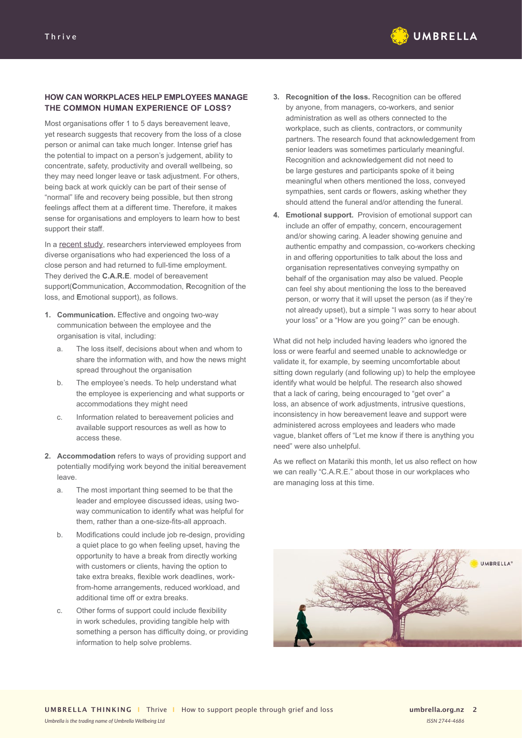## HOW CAN WORKPLACES HELP EMPLOYEES MANAGE THE COMMON HUMAN EXPERIENCE OF LOSS?

Most organisations offer 1 to 5 days bereavement leave, yet research suggests that recovery from the loss of a close person or animal can take much longer. Intense grief has the potential to impact on a person's judgement, ability to concentrate, safety, productivity and overall wellbeing, so they may need longer leave or task adjustment. For others, being back at work quickly can be part of their sense of "normal" life and recovery being possible, but then strong feelings affect them at a different time. Therefore, it makes sense for organisations and employers to learn how to best support their staff.

In a recent study, researchers interviewed employees from diverse organisations who had experienced the loss of a close person and had returned to full-time employment. They derived the **C.A.R.E**. model of bereavement support(**C**ommunication, **A**ccommodation, **R**ecognition of the loss, and **E**motional support), as follows.

1. **Communication.** Effective and ongoing two-way communication between the employee and the organisation is vital, including:
   a. The loss itself, decisions about when and whom to share the information with, and how the news might spread throughout the organisation
   b. The employee's needs. To help understand what the employee is experiencing and what supports or accommodations they might need
   c. Information related to bereavement policies and available support resources as well as how to access these.
2. **Accommodation** refers to ways of providing support and potentially modifying work beyond the initial bereavement leave.
   a. The most important thing seemed to be that the leader and employee discussed ideas, using two-way communication to identify what was helpful for them, rather than a one-size-fits-all approach.
   b. Modifications could include job re-design, providing a quiet place to go when feeling upset, having the opportunity to have a break from directly working with customers or clients, having the option to take extra breaks, flexible work deadlines, work-from-home arrangements, reduced workload, and additional time off or extra breaks.
   c. Other forms of support could include flexibility in work schedules, providing tangible help with something a person has difficulty doing, or providing information to help solve problems.
3. **Recognition of the loss.** Recognition can be offered by anyone, from managers, co-workers, and senior administration as well as others connected to the workplace, such as clients, contractors, or community partners. The research found that acknowledgement from senior leaders was sometimes particularly meaningful. Recognition and acknowledgement did not need to be large gestures and participants spoke of it being meaningful when others mentioned the loss, conveyed sympathies, sent cards or flowers, asking whether they should attend the funeral and/or attending the funeral.
4. **Emotional support.** Provision of emotional support can include an offer of empathy, concern, encouragement and/or showing caring. A leader showing genuine and authentic empathy and compassion, co-workers checking in and offering opportunities to talk about the loss and organisation representatives conveying sympathy on behalf of the organisation may also be valued. People can feel shy about mentioning the loss to the bereaved person, or worry that it will upset the person (as if they're not already upset), but a simple "I was sorry to hear about your loss" or a "How are you going?" can be enough.

What did not help included having leaders who ignored the loss or were fearful and seemed unable to acknowledge or validate it, for example, by seeming uncomfortable about sitting down regularly (and following up) to help the employee identify what would be helpful. The research also showed that a lack of caring, being encouraged to "get over" a loss, an absence of work adjustments, intrusive questions, inconsistency in how bereavement leave and support were administered across employees and leaders who made vague, blanket offers of "Let me know if there is anything you need" were also unhelpful.

As we reflect on Matariki this month, let us also reflect on how we can really "C.A.R.E." about those in our workplaces who are managing loss at this time.

UMBRELLA THINKING | Thrive | How to support people through grief and loss

*Umbrella is the trading name of Umbrella Wellbeing Ltd*

umbrella.org.nz

*ISSN 2744-4686*